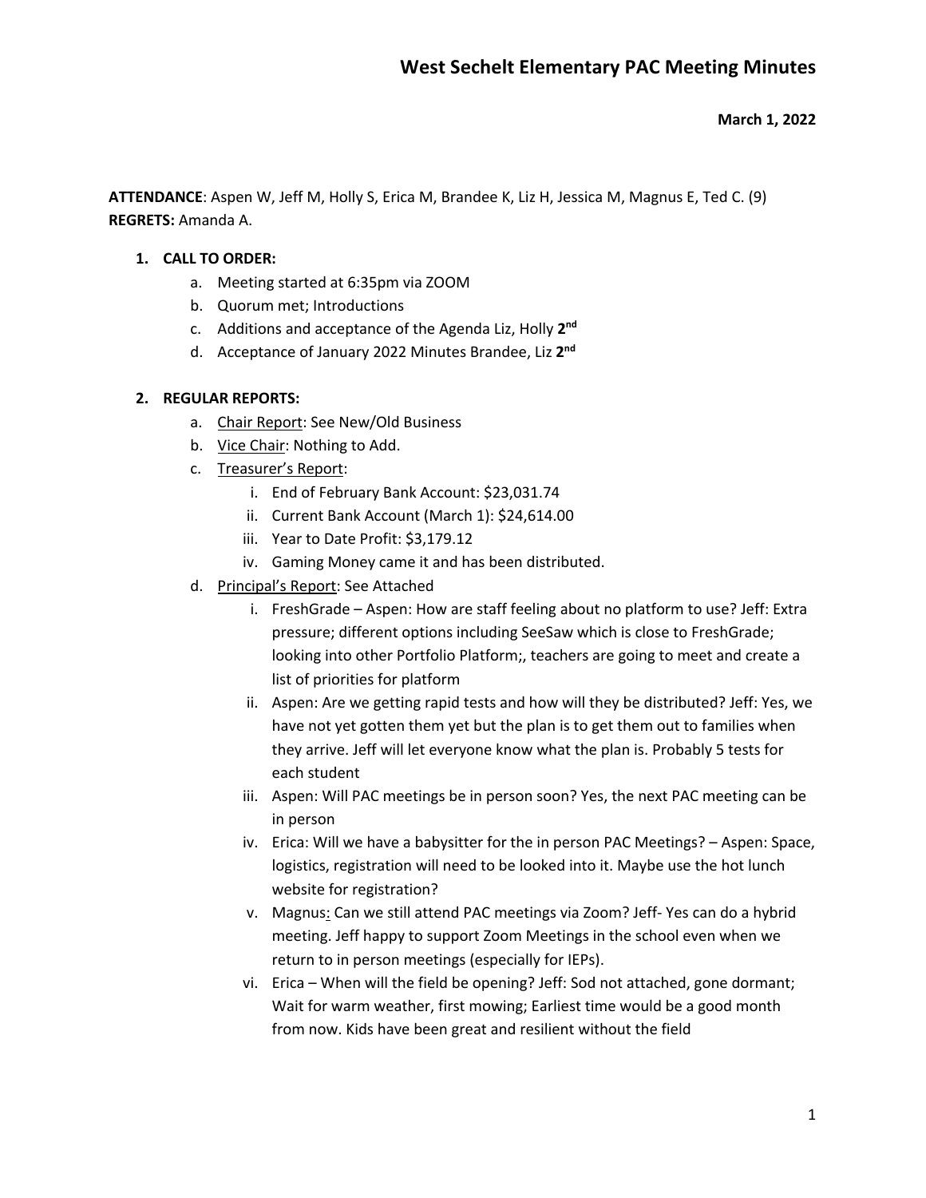# West Sechelt Elementary PAC Meeting Minutes

**March 1, 2022**

**ATTENDANCE**: Aspen W, Jeff M, Holly S, Erica M, Brandee K, Liz H, Jessica M, Magnus E, Ted C. (9)
**REGRETS:** Amanda A.

1. **CALL TO ORDER:**
   a. Meeting started at 6:35pm via ZOOM
   b. Quorum met; Introductions
   c. Additions and acceptance of the Agenda Liz, Holly **2nd**
   d. Acceptance of January 2022 Minutes Brandee, Liz **2nd**

2. **REGULAR REPORTS:**
   a. Chair Report: See New/Old Business
   b. Vice Chair: Nothing to Add.
   c. Treasurer's Report:
      i. End of February Bank Account: $23,031.74
      ii. Current Bank Account (March 1): $24,614.00
      iii. Year to Date Profit: $3,179.12
      iv. Gaming Money came it and has been distributed.
   d. Principal's Report: See Attached
      i. FreshGrade – Aspen: How are staff feeling about no platform to use? Jeff: Extra pressure; different options including SeeSaw which is close to FreshGrade; looking into other Portfolio Platform;, teachers are going to meet and create a list of priorities for platform
      ii. Aspen: Are we getting rapid tests and how will they be distributed? Jeff: Yes, we have not yet gotten them yet but the plan is to get them out to families when they arrive. Jeff will let everyone know what the plan is. Probably 5 tests for each student
      iii. Aspen: Will PAC meetings be in person soon? Yes, the next PAC meeting can be in person
      iv. Erica: Will we have a babysitter for the in person PAC Meetings? – Aspen: Space, logistics, registration will need to be looked into it. Maybe use the hot lunch website for registration?
      v. Magnus: Can we still attend PAC meetings via Zoom? Jeff- Yes can do a hybrid meeting. Jeff happy to support Zoom Meetings in the school even when we return to in person meetings (especially for IEPs).
      vi. Erica – When will the field be opening? Jeff: Sod not attached, gone dormant; Wait for warm weather, first mowing; Earliest time would be a good month from now. Kids have been great and resilient without the field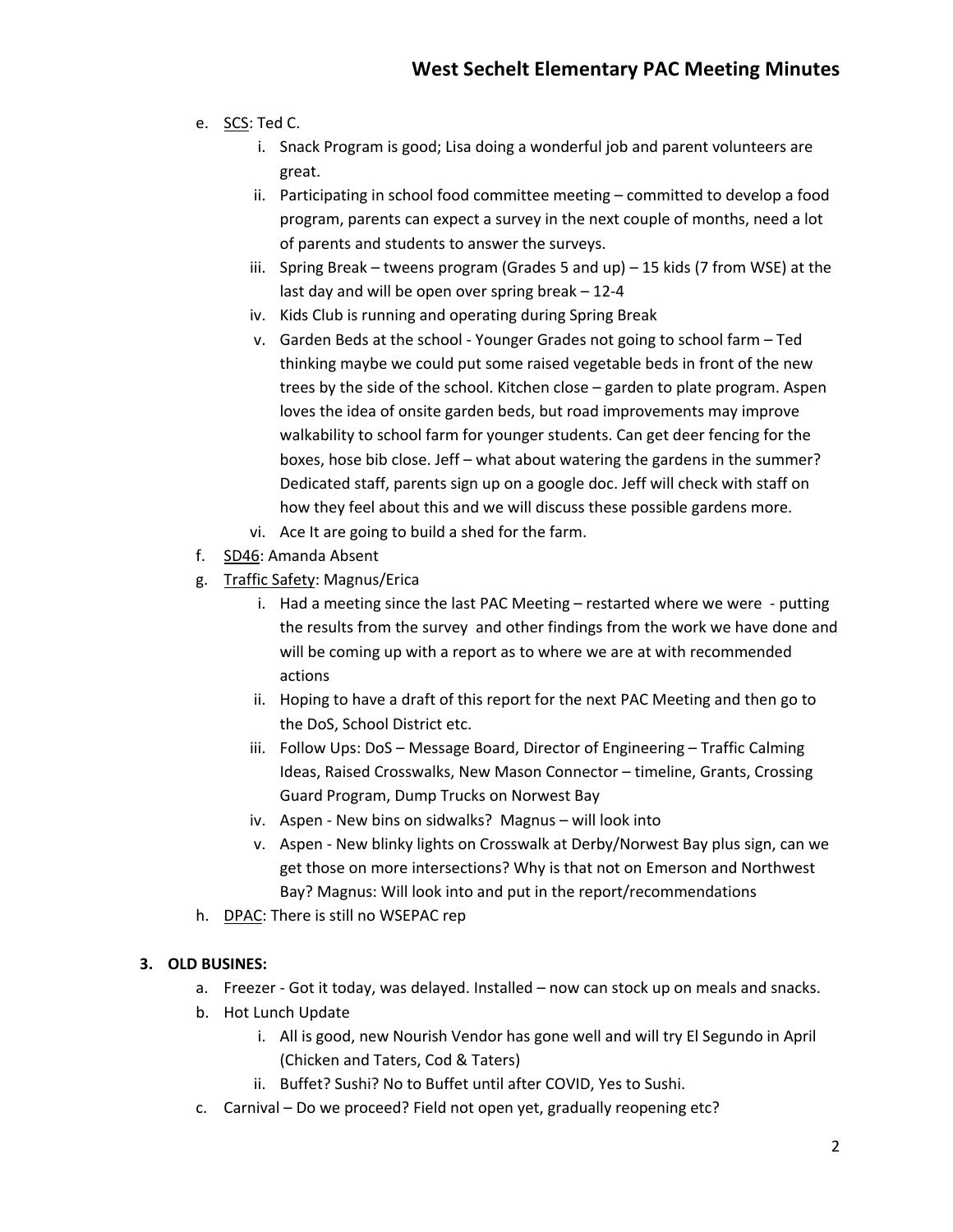e. SCS: Ted C.
   i. Snack Program is good; Lisa doing a wonderful job and parent volunteers are great.
   ii. Participating in school food committee meeting – committed to develop a food program, parents can expect a survey in the next couple of months, need a lot of parents and students to answer the surveys.
   iii. Spring Break – tweens program (Grades 5 and up) – 15 kids (7 from WSE) at the last day and will be open over spring break – 12-4
   iv. Kids Club is running and operating during Spring Break
   v. Garden Beds at the school - Younger Grades not going to school farm – Ted thinking maybe we could put some raised vegetable beds in front of the new trees by the side of the school. Kitchen close – garden to plate program. Aspen loves the idea of onsite garden beds, but road improvements may improve walkability to school farm for younger students. Can get deer fencing for the boxes, hose bib close. Jeff – what about watering the gardens in the summer? Dedicated staff, parents sign up on a google doc. Jeff will check with staff on how they feel about this and we will discuss these possible gardens more.
   vi. Ace It are going to build a shed for the farm.

f. SD46: Amanda Absent

g. Traffic Safety: Magnus/Erica
   i. Had a meeting since the last PAC Meeting – restarted where we were - putting the results from the survey and other findings from the work we have done and will be coming up with a report as to where we are at with recommended actions
   ii. Hoping to have a draft of this report for the next PAC Meeting and then go to the DoS, School District etc.
   iii. Follow Ups: DoS – Message Board, Director of Engineering – Traffic Calming Ideas, Raised Crosswalks, New Mason Connector – timeline, Grants, Crossing Guard Program, Dump Trucks on Norwest Bay
   iv. Aspen - New bins on sidwalks? Magnus – will look into
   v. Aspen - New blinky lights on Crosswalk at Derby/Norwest Bay plus sign, can we get those on more intersections? Why is that not on Emerson and Northwest Bay? Magnus: Will look into and put in the report/recommendations

h. DPAC: There is still no WSEPAC rep

**3. OLD BUSINES:**

a. Freezer - Got it today, was delayed. Installed – now can stock up on meals and snacks.

b. Hot Lunch Update
   i. All is good, new Nourish Vendor has gone well and will try El Segundo in April (Chicken and Taters, Cod & Taters)
   ii. Buffet? Sushi? No to Buffet until after COVID, Yes to Sushi.

c. Carnival – Do we proceed? Field not open yet, gradually reopening etc?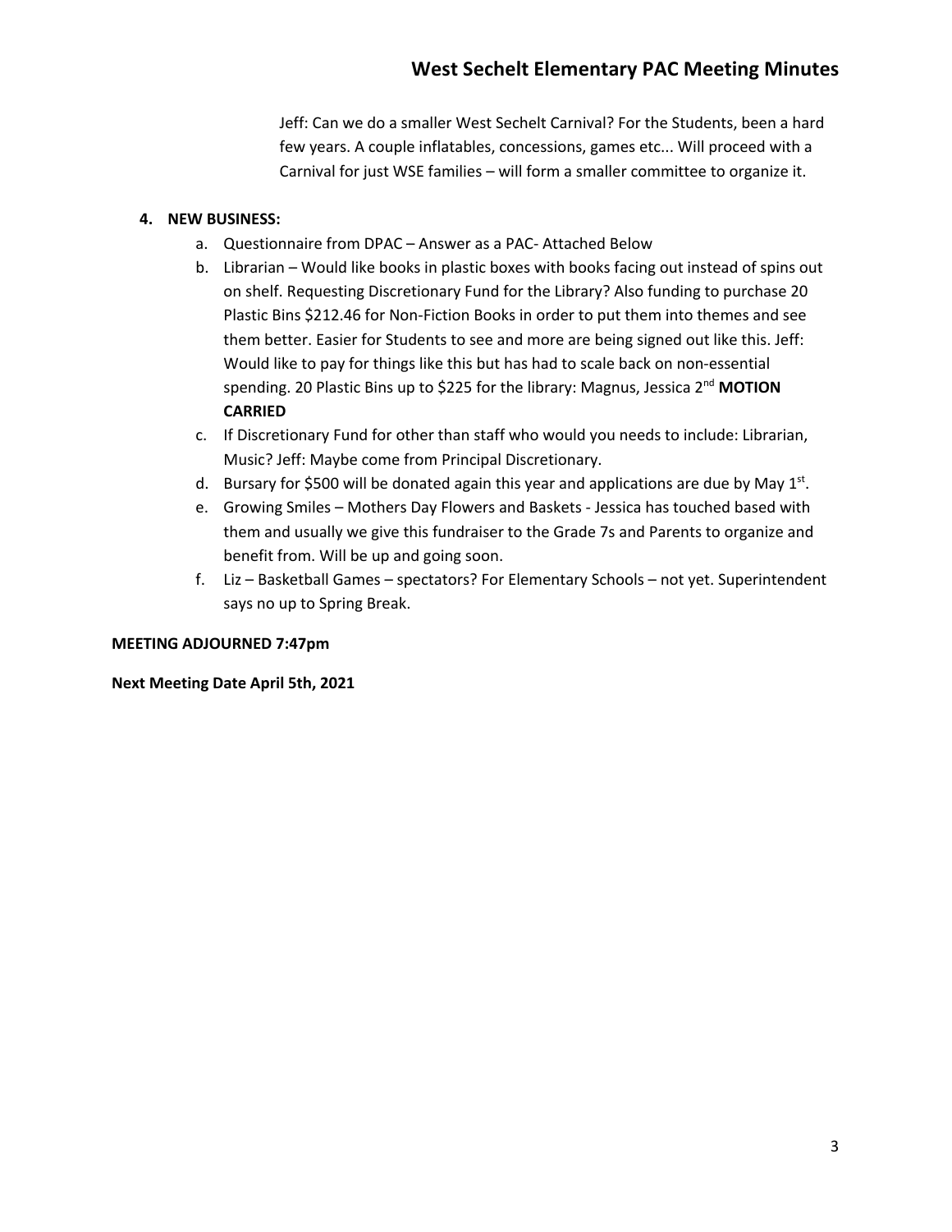Jeff: Can we do a smaller West Sechelt Carnival? For the Students, been a hard few years. A couple inflatables, concessions, games etc... Will proceed with a Carnival for just WSE families – will form a smaller committee to organize it.

**4. NEW BUSINESS:**

a. Questionnaire from DPAC – Answer as a PAC- Attached Below
b. Librarian – Would like books in plastic boxes with books facing out instead of spins out on shelf. Requesting Discretionary Fund for the Library? Also funding to purchase 20 Plastic Bins $212.46 for Non-Fiction Books in order to put them into themes and see them better. Easier for Students to see and more are being signed out like this. Jeff: Would like to pay for things like this but has had to scale back on non-essential spending. 20 Plastic Bins up to $225 for the library: Magnus, Jessica 2nd **MOTION CARRIED**
c. If Discretionary Fund for other than staff who would you needs to include: Librarian, Music? Jeff: Maybe come from Principal Discretionary.
d. Bursary for $500 will be donated again this year and applications are due by May 1st.
e. Growing Smiles – Mothers Day Flowers and Baskets - Jessica has touched based with them and usually we give this fundraiser to the Grade 7s and Parents to organize and benefit from. Will be up and going soon.
f. Liz – Basketball Games – spectators? For Elementary Schools – not yet. Superintendent says no up to Spring Break.

**MEETING ADJOURNED 7:47pm**

**Next Meeting Date April 5th, 2021**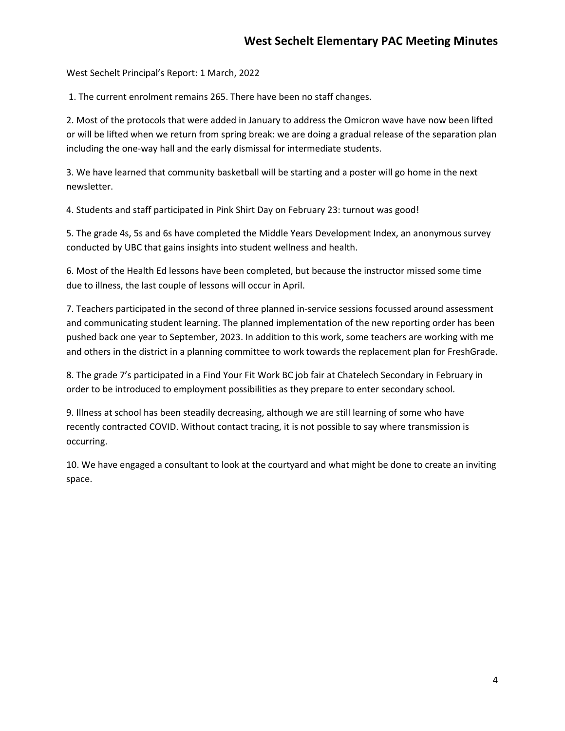West Sechelt Principal's Report: 1 March, 2022

1. The current enrolment remains 265. There have been no staff changes.

2. Most of the protocols that were added in January to address the Omicron wave have now been lifted or will be lifted when we return from spring break: we are doing a gradual release of the separation plan including the one-way hall and the early dismissal for intermediate students.

3. We have learned that community basketball will be starting and a poster will go home in the next newsletter.

4. Students and staff participated in Pink Shirt Day on February 23: turnout was good!

5. The grade 4s, 5s and 6s have completed the Middle Years Development Index, an anonymous survey conducted by UBC that gains insights into student wellness and health.

6. Most of the Health Ed lessons have been completed, but because the instructor missed some time due to illness, the last couple of lessons will occur in April.

7. Teachers participated in the second of three planned in-service sessions focussed around assessment and communicating student learning. The planned implementation of the new reporting order has been pushed back one year to September, 2023. In addition to this work, some teachers are working with me and others in the district in a planning committee to work towards the replacement plan for FreshGrade.

8. The grade 7's participated in a Find Your Fit Work BC job fair at Chatelech Secondary in February in order to be introduced to employment possibilities as they prepare to enter secondary school.

9. Illness at school has been steadily decreasing, although we are still learning of some who have recently contracted COVID. Without contact tracing, it is not possible to say where transmission is occurring.

10. We have engaged a consultant to look at the courtyard and what might be done to create an inviting space.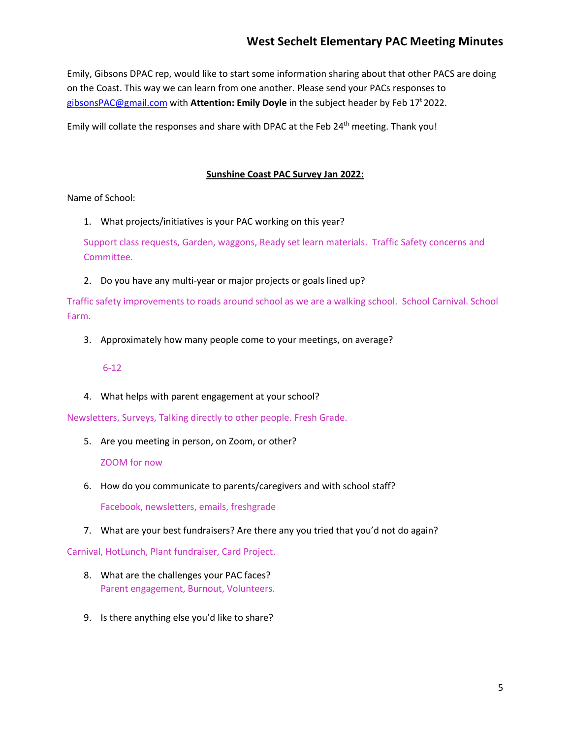Emily, Gibsons DPAC rep, would like to start some information sharing about that other PACS are doing on the Coast. This way we can learn from one another. Please send your PACs responses to gibsonsPAC@gmail.com with **Attention: Emily Doyle** in the subject header by Feb 17t 2022.

Emily will collate the responses and share with DPAC at the Feb 24th meeting. Thank you!

**Sunshine Coast PAC Survey Jan 2022:**

Name of School:

1. What projects/initiatives is your PAC working on this year?

   Support class requests, Garden, waggons, Ready set learn materials. Traffic Safety concerns and Committee.

2. Do you have any multi-year or major projects or goals lined up?

   Traffic safety improvements to roads around school as we are a walking school. School Carnival. School Farm.

3. Approximately how many people come to your meetings, on average?

   6-12

4. What helps with parent engagement at your school?

   Newsletters, Surveys, Talking directly to other people. Fresh Grade.

5. Are you meeting in person, on Zoom, or other?

   ZOOM for now

6. How do you communicate to parents/caregivers and with school staff?

   Facebook, newsletters, emails, freshgrade

7. What are your best fundraisers? Are there any you tried that you'd not do again?

   Carnival, HotLunch, Plant fundraiser, Card Project.

8. What are the challenges your PAC faces?

   Parent engagement, Burnout, Volunteers.

9. Is there anything else you'd like to share?